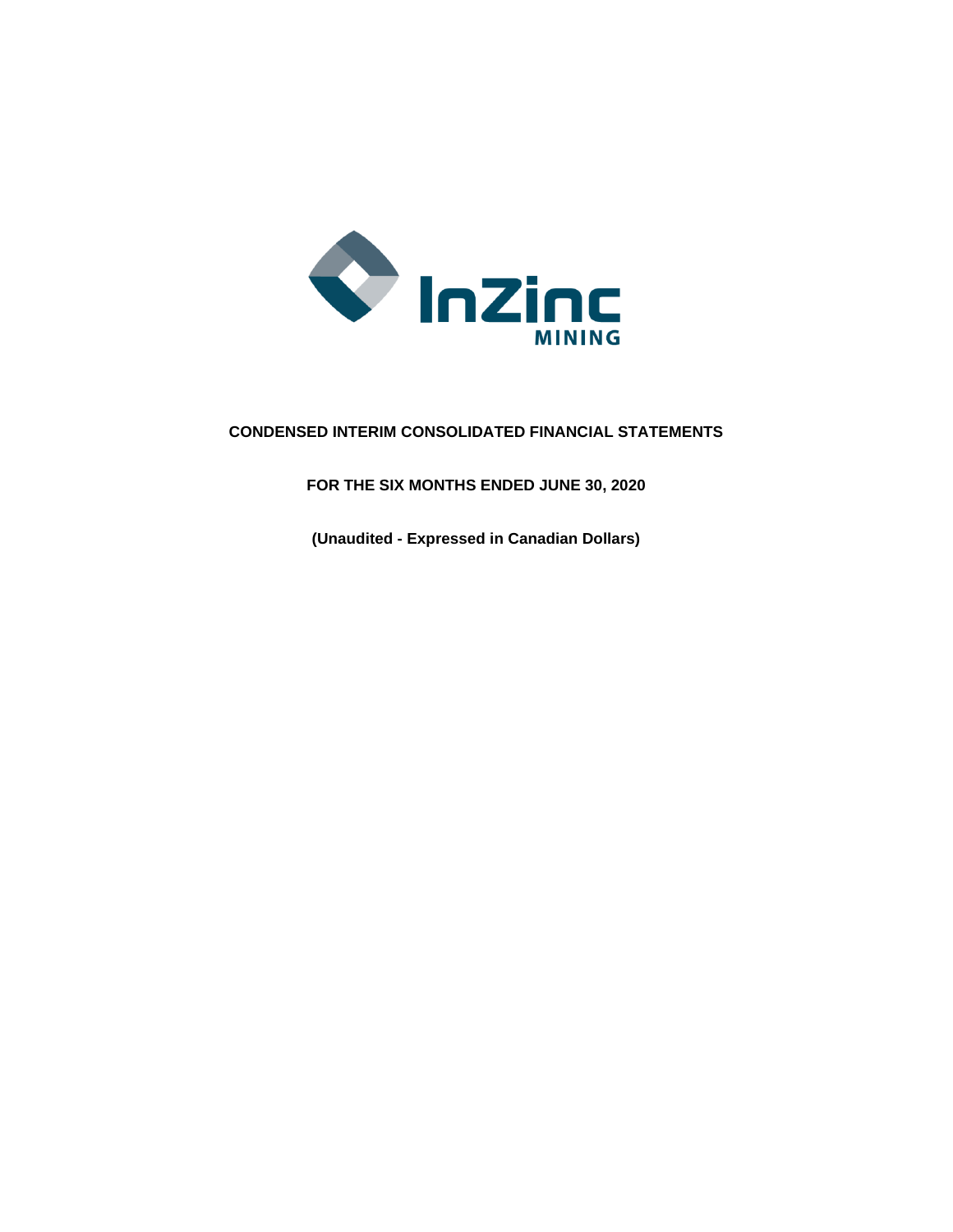InZinc
MINING

# CONDENSED INTERIM CONSOLIDATED FINANCIAL STATEMENTS

## FOR THE SIX MONTHS ENDED JUNE 30, 2020

**(Unaudited - Expressed in Canadian Dollars)**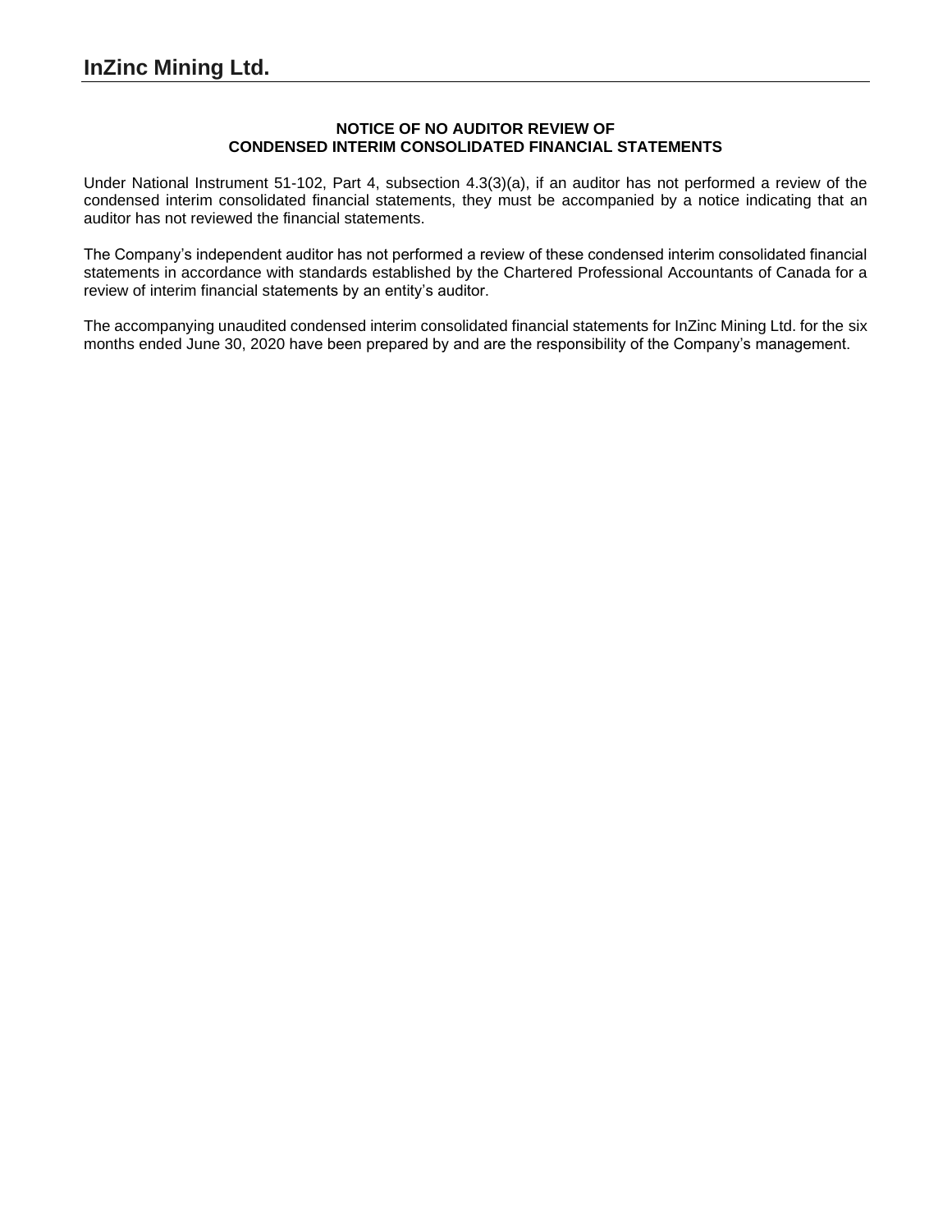# InZinc Mining Ltd.

**NOTICE OF NO AUDITOR REVIEW OF CONDENSED INTERIM CONSOLIDATED FINANCIAL STATEMENTS**

Under National Instrument 51-102, Part 4, subsection 4.3(3)(a), if an auditor has not performed a review of the condensed interim consolidated financial statements, they must be accompanied by a notice indicating that an auditor has not reviewed the financial statements.

The Company's independent auditor has not performed a review of these condensed interim consolidated financial statements in accordance with standards established by the Chartered Professional Accountants of Canada for a review of interim financial statements by an entity's auditor.

The accompanying unaudited condensed interim consolidated financial statements for InZinc Mining Ltd. for the six months ended June 30, 2020 have been prepared by and are the responsibility of the Company's management.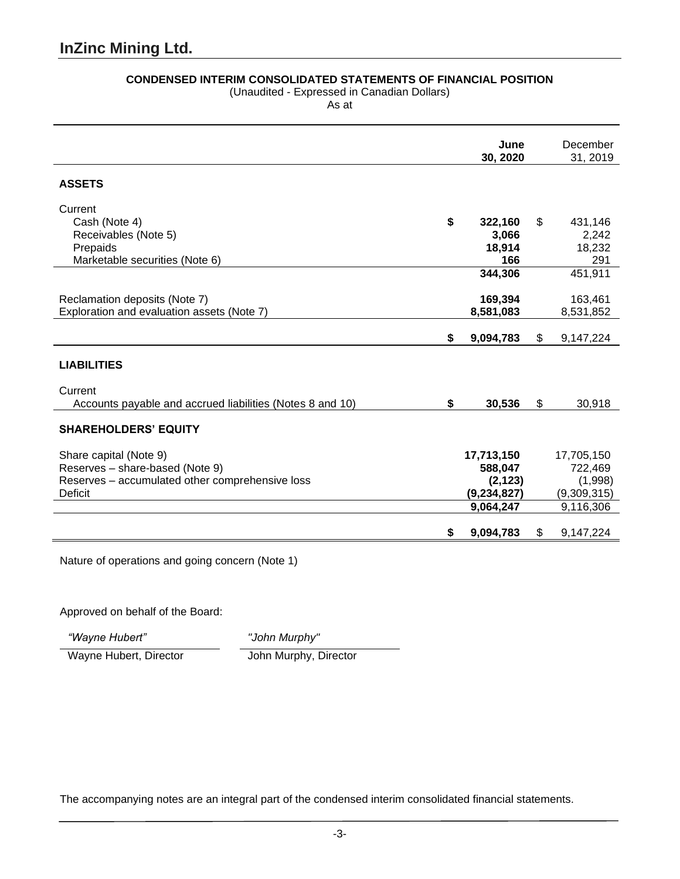# InZinc Mining Ltd.

**CONDENSED INTERIM CONSOLIDATED STATEMENTS OF FINANCIAL POSITION**
(Unaudited - Expressed in Canadian Dollars)
As at

| | **June 30, 2020** | December 31, 2019 |
|---|---|---|
| **ASSETS** | | |
| Current | | |
| Cash (Note 4) | **$ 322,160** | $ 431,146 |
| Receivables (Note 5) | **3,066** | 2,242 |
| Prepaids | **18,914** | 18,232 |
| Marketable securities (Note 6) | **166** | 291 |
| | **344,306** | 451,911 |
| Reclamation deposits (Note 7) | **169,394** | 163,461 |
| Exploration and evaluation assets (Note 7) | **8,581,083** | 8,531,852 |
| | **$ 9,094,783** | $ 9,147,224 |
| **LIABILITIES** | | |
| Current | | |
| Accounts payable and accrued liabilities (Notes 8 and 10) | **$ 30,536** | $ 30,918 |
| **SHAREHOLDERS' EQUITY** | | |
| Share capital (Note 9) | **17,713,150** | 17,705,150 |
| Reserves – share-based (Note 9) | **588,047** | 722,469 |
| Reserves – accumulated other comprehensive loss | **(2,123)** | (1,998) |
| Deficit | **(9,234,827)** | (9,309,315) |
| | **9,064,247** | 9,116,306 |
| | **$ 9,094,783** | $ 9,147,224 |

Nature of operations and going concern (Note 1)

Approved on behalf of the Board:

| *"Wayne Hubert"* | *"John Murphy"* |
|---|---|
| Wayne Hubert, Director | John Murphy, Director |

The accompanying notes are an integral part of the condensed interim consolidated financial statements.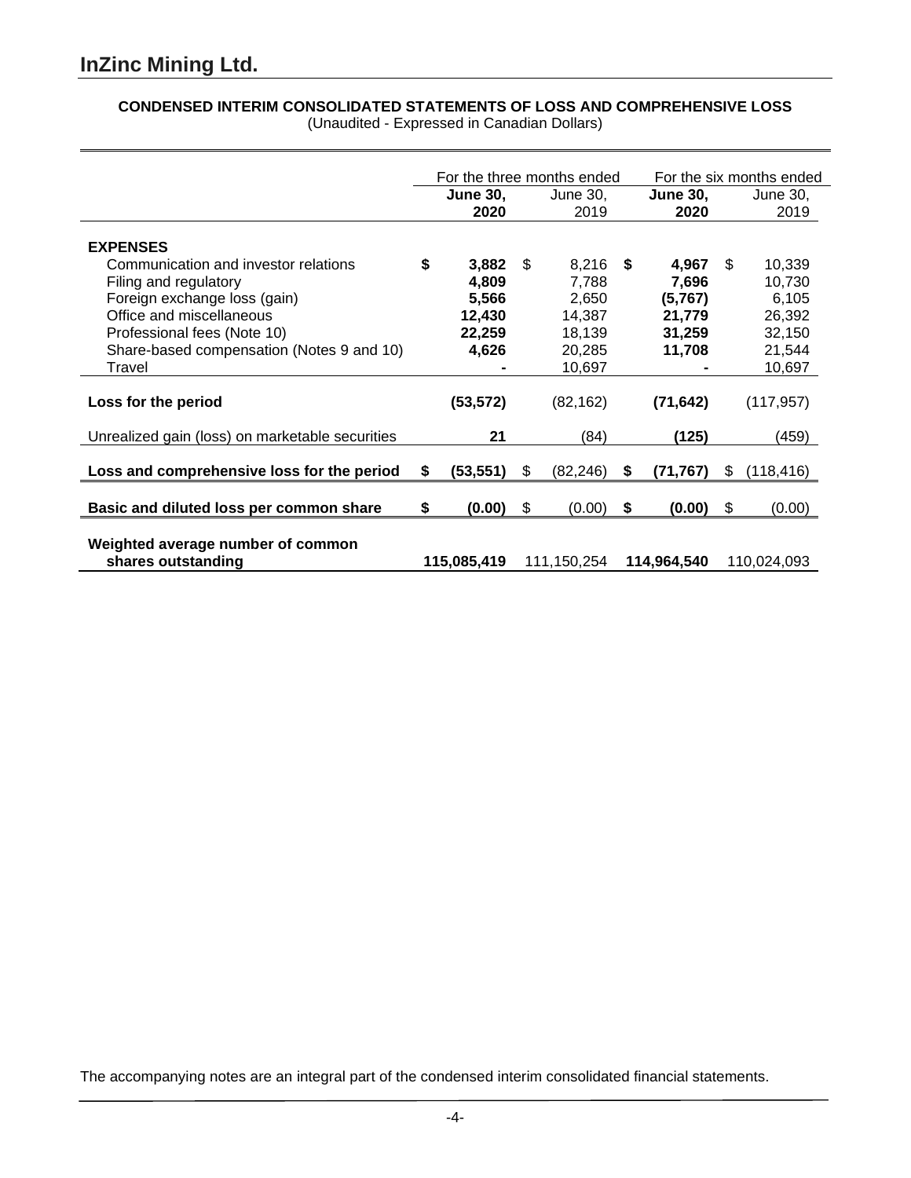# InZinc Mining Ltd.

**CONDENSED INTERIM CONSOLIDATED STATEMENTS OF LOSS AND COMPREHENSIVE LOSS**
(Unaudited - Expressed in Canadian Dollars)

| | For the three months ended | | For the six months ended | |
|---|---|---|---|---|
| | **June 30, 2020** | June 30, 2019 | **June 30, 2020** | June 30, 2019 |
| **EXPENSES** | | | | |
| Communication and investor relations | **$ 3,882** | $ 8,216 | **$ 4,967** | $ 10,339 |
| Filing and regulatory | **4,809** | 7,788 | **7,696** | 10,730 |
| Foreign exchange loss (gain) | **5,566** | 2,650 | **(5,767)** | 6,105 |
| Office and miscellaneous | **12,430** | 14,387 | **21,779** | 26,392 |
| Professional fees (Note 10) | **22,259** | 18,139 | **31,259** | 32,150 |
| Share-based compensation (Notes 9 and 10) | **4,626** | 20,285 | **11,708** | 21,544 |
| Travel | **-** | 10,697 | **-** | 10,697 |
| **Loss for the period** | **(53,572)** | (82,162) | **(71,642)** | (117,957) |
| Unrealized gain (loss) on marketable securities | **21** | (84) | **(125)** | (459) |
| **Loss and comprehensive loss for the period** | **$ (53,551)** | $ (82,246) | **$ (71,767)** | $ (118,416) |
| **Basic and diluted loss per common share** | **$ (0.00)** | $ (0.00) | **$ (0.00)** | $ (0.00) |
| **Weighted average number of common shares outstanding** | **115,085,419** | 111,150,254 | **114,964,540** | 110,024,093 |

The accompanying notes are an integral part of the condensed interim consolidated financial statements.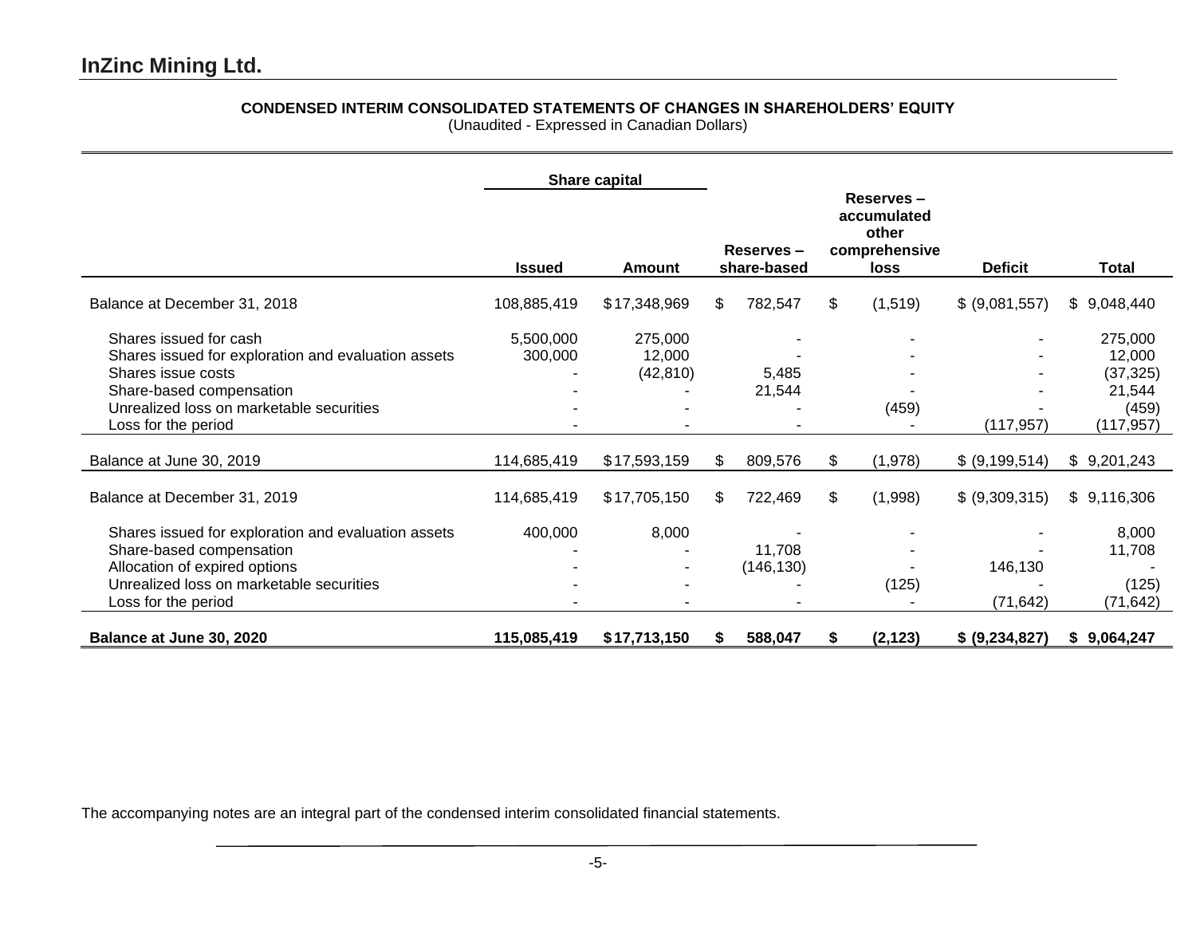# InZinc Mining Ltd.

**CONDENSED INTERIM CONSOLIDATED STATEMENTS OF CHANGES IN SHAREHOLDERS' EQUITY**
(Unaudited - Expressed in Canadian Dollars)

| | Share capital | | | | | |
|---|---|---|---|---|---|---|
| | **Issued** | **Amount** | **Reserves – share-based** | **Reserves – accumulated other comprehensive loss** | **Deficit** | **Total** |
| Balance at December 31, 2018 | 108,885,419 | $ 17,348,969 | $ 782,547 | $ (1,519) | $ (9,081,557) | $ 9,048,440 |
| Shares issued for cash | 5,500,000 | 275,000 | - | - | - | 275,000 |
| Shares issued for exploration and evaluation assets | 300,000 | 12,000 | - | - | - | 12,000 |
| Shares issue costs | - | (42,810) | 5,485 | - | - | (37,325) |
| Share-based compensation | - | - | 21,544 | - | - | 21,544 |
| Unrealized loss on marketable securities | - | - | - | (459) | - | (459) |
| Loss for the period | - | - | - | - | (117,957) | (117,957) |
| Balance at June 30, 2019 | 114,685,419 | $ 17,593,159 | $ 809,576 | $ (1,978) | $ (9,199,514) | $ 9,201,243 |
| Balance at December 31, 2019 | 114,685,419 | $ 17,705,150 | $ 722,469 | $ (1,998) | $ (9,309,315) | $ 9,116,306 |
| Shares issued for exploration and evaluation assets | 400,000 | 8,000 | - | - | - | 8,000 |
| Share-based compensation | - | - | 11,708 | - | - | 11,708 |
| Allocation of expired options | - | - | (146,130) | - | 146,130 | - |
| Unrealized loss on marketable securities | - | - | - | (125) | - | (125) |
| Loss for the period | - | - | - | - | (71,642) | (71,642) |
| **Balance at June 30, 2020** | **115,085,419** | **$ 17,713,150** | **$ 588,047** | **$ (2,123)** | **$ (9,234,827)** | **$ 9,064,247** |

The accompanying notes are an integral part of the condensed interim consolidated financial statements.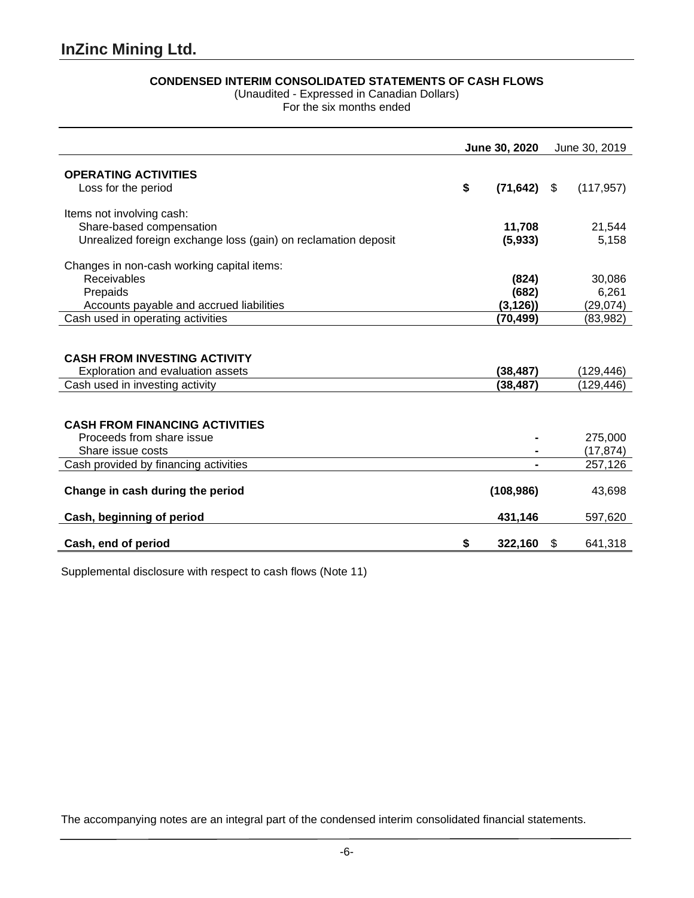# InZinc Mining Ltd.

**CONDENSED INTERIM CONSOLIDATED STATEMENTS OF CASH FLOWS**
(Unaudited - Expressed in Canadian Dollars)
For the six months ended

| | **June 30, 2020** | June 30, 2019 |
|---|---|---|
| **OPERATING ACTIVITIES** | | |
| Loss for the period | **$ (71,642)** | $ (117,957) |
| Items not involving cash: | | |
| Share-based compensation | **11,708** | 21,544 |
| Unrealized foreign exchange loss (gain) on reclamation deposit | **(5,933)** | 5,158 |
| Changes in non-cash working capital items: | | |
| Receivables | **(824)** | 30,086 |
| Prepaids | **(682)** | 6,261 |
| Accounts payable and accrued liabilities | **(3,126))** | (29,074) |
| Cash used in operating activities | **(70,499)** | (83,982) |
| **CASH FROM INVESTING ACTIVITY** | | |
| Exploration and evaluation assets | **(38,487)** | (129,446) |
| Cash used in investing activity | **(38,487)** | (129,446) |
| **CASH FROM FINANCING ACTIVITIES** | | |
| Proceeds from share issue | **-** | 275,000 |
| Share issue costs | **-** | (17,874) |
| Cash provided by financing activities | **-** | 257,126 |
| **Change in cash during the period** | **(108,986)** | 43,698 |
| **Cash, beginning of period** | **431,146** | 597,620 |
| **Cash, end of period** | **$ 322,160** | $ 641,318 |

Supplemental disclosure with respect to cash flows (Note 11)

The accompanying notes are an integral part of the condensed interim consolidated financial statements.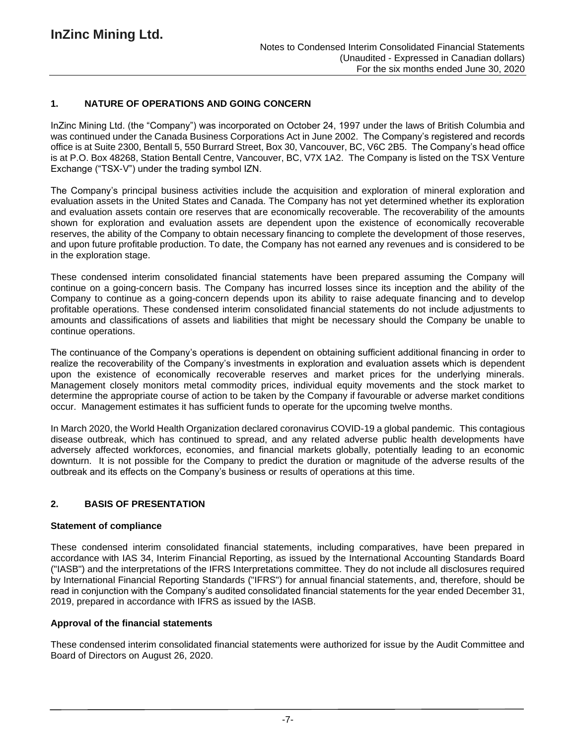## 1. NATURE OF OPERATIONS AND GOING CONCERN

InZinc Mining Ltd. (the "Company") was incorporated on October 24, 1997 under the laws of British Columbia and was continued under the Canada Business Corporations Act in June 2002. The Company's registered and records office is at Suite 2300, Bentall 5, 550 Burrard Street, Box 30, Vancouver, BC, V6C 2B5. The Company's head office is at P.O. Box 48268, Station Bentall Centre, Vancouver, BC, V7X 1A2. The Company is listed on the TSX Venture Exchange ("TSX-V") under the trading symbol IZN.

The Company's principal business activities include the acquisition and exploration of mineral exploration and evaluation assets in the United States and Canada. The Company has not yet determined whether its exploration and evaluation assets contain ore reserves that are economically recoverable. The recoverability of the amounts shown for exploration and evaluation assets are dependent upon the existence of economically recoverable reserves, the ability of the Company to obtain necessary financing to complete the development of those reserves, and upon future profitable production. To date, the Company has not earned any revenues and is considered to be in the exploration stage.

These condensed interim consolidated financial statements have been prepared assuming the Company will continue on a going-concern basis. The Company has incurred losses since its inception and the ability of the Company to continue as a going-concern depends upon its ability to raise adequate financing and to develop profitable operations. These condensed interim consolidated financial statements do not include adjustments to amounts and classifications of assets and liabilities that might be necessary should the Company be unable to continue operations.

The continuance of the Company's operations is dependent on obtaining sufficient additional financing in order to realize the recoverability of the Company's investments in exploration and evaluation assets which is dependent upon the existence of economically recoverable reserves and market prices for the underlying minerals. Management closely monitors metal commodity prices, individual equity movements and the stock market to determine the appropriate course of action to be taken by the Company if favourable or adverse market conditions occur. Management estimates it has sufficient funds to operate for the upcoming twelve months.

In March 2020, the World Health Organization declared coronavirus COVID-19 a global pandemic. This contagious disease outbreak, which has continued to spread, and any related adverse public health developments have adversely affected workforces, economies, and financial markets globally, potentially leading to an economic downturn. It is not possible for the Company to predict the duration or magnitude of the adverse results of the outbreak and its effects on the Company's business or results of operations at this time.

## 2. BASIS OF PRESENTATION

### Statement of compliance

These condensed interim consolidated financial statements, including comparatives, have been prepared in accordance with IAS 34, Interim Financial Reporting, as issued by the International Accounting Standards Board ("IASB") and the interpretations of the IFRS Interpretations committee. They do not include all disclosures required by International Financial Reporting Standards ("IFRS") for annual financial statements, and, therefore, should be read in conjunction with the Company's audited consolidated financial statements for the year ended December 31, 2019, prepared in accordance with IFRS as issued by the IASB.

### Approval of the financial statements

These condensed interim consolidated financial statements were authorized for issue by the Audit Committee and Board of Directors on August 26, 2020.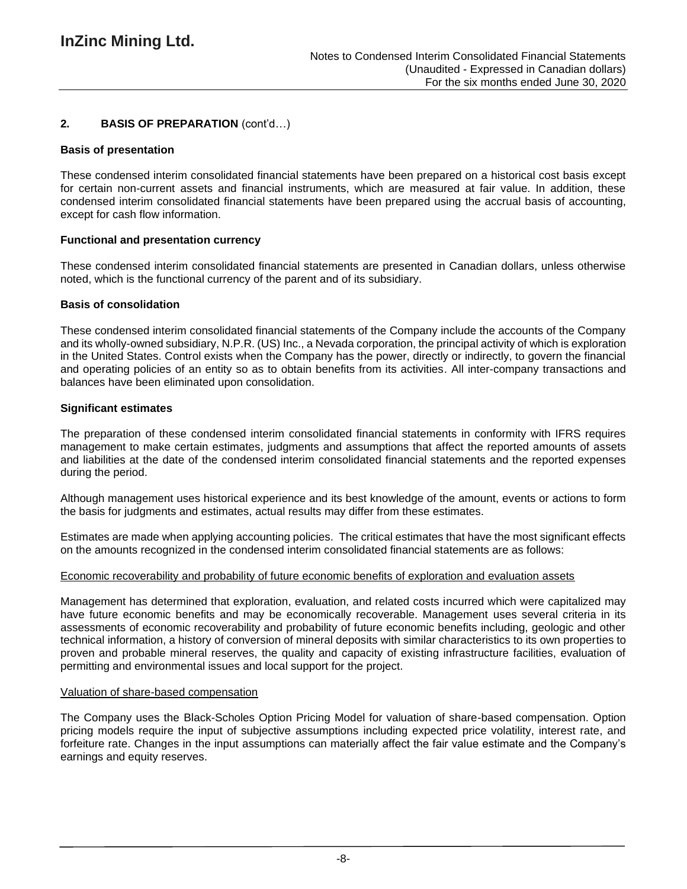## 2. BASIS OF PREPARATION (cont'd…)

### Basis of presentation

These condensed interim consolidated financial statements have been prepared on a historical cost basis except for certain non-current assets and financial instruments, which are measured at fair value. In addition, these condensed interim consolidated financial statements have been prepared using the accrual basis of accounting, except for cash flow information.

### Functional and presentation currency

These condensed interim consolidated financial statements are presented in Canadian dollars, unless otherwise noted, which is the functional currency of the parent and of its subsidiary.

### Basis of consolidation

These condensed interim consolidated financial statements of the Company include the accounts of the Company and its wholly-owned subsidiary, N.P.R. (US) Inc., a Nevada corporation, the principal activity of which is exploration in the United States. Control exists when the Company has the power, directly or indirectly, to govern the financial and operating policies of an entity so as to obtain benefits from its activities. All inter-company transactions and balances have been eliminated upon consolidation.

### Significant estimates

The preparation of these condensed interim consolidated financial statements in conformity with IFRS requires management to make certain estimates, judgments and assumptions that affect the reported amounts of assets and liabilities at the date of the condensed interim consolidated financial statements and the reported expenses during the period.

Although management uses historical experience and its best knowledge of the amount, events or actions to form the basis for judgments and estimates, actual results may differ from these estimates.

Estimates are made when applying accounting policies. The critical estimates that have the most significant effects on the amounts recognized in the condensed interim consolidated financial statements are as follows:

Economic recoverability and probability of future economic benefits of exploration and evaluation assets

Management has determined that exploration, evaluation, and related costs incurred which were capitalized may have future economic benefits and may be economically recoverable. Management uses several criteria in its assessments of economic recoverability and probability of future economic benefits including, geologic and other technical information, a history of conversion of mineral deposits with similar characteristics to its own properties to proven and probable mineral reserves, the quality and capacity of existing infrastructure facilities, evaluation of permitting and environmental issues and local support for the project.

Valuation of share-based compensation

The Company uses the Black-Scholes Option Pricing Model for valuation of share-based compensation. Option pricing models require the input of subjective assumptions including expected price volatility, interest rate, and forfeiture rate. Changes in the input assumptions can materially affect the fair value estimate and the Company's earnings and equity reserves.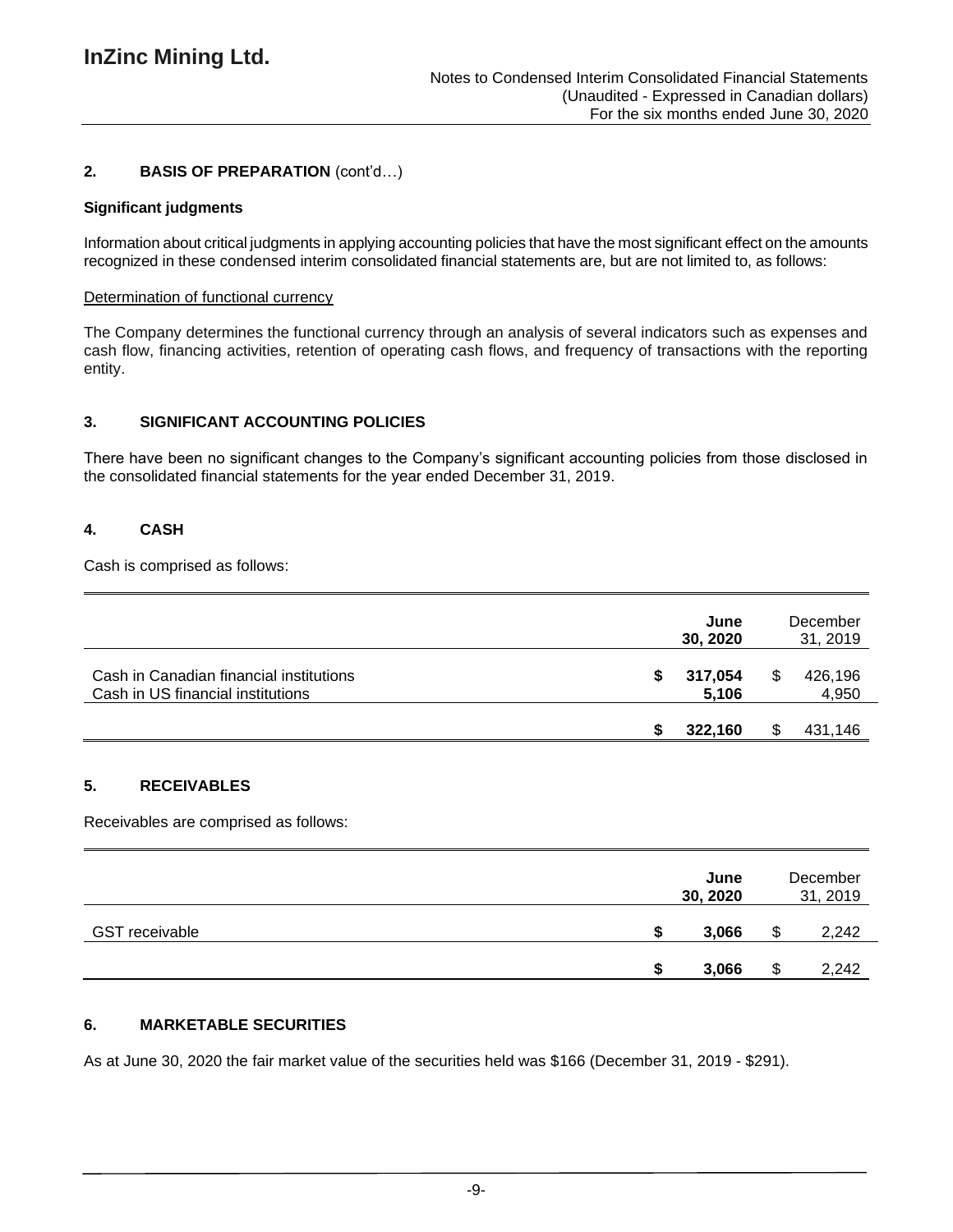## 2. BASIS OF PREPARATION (cont'd…)

**Significant judgments**

Information about critical judgments in applying accounting policies that have the most significant effect on the amounts recognized in these condensed interim consolidated financial statements are, but are not limited to, as follows:

Determination of functional currency

The Company determines the functional currency through an analysis of several indicators such as expenses and cash flow, financing activities, retention of operating cash flows, and frequency of transactions with the reporting entity.

## 3. SIGNIFICANT ACCOUNTING POLICIES

There have been no significant changes to the Company's significant accounting policies from those disclosed in the consolidated financial statements for the year ended December 31, 2019.

## 4. CASH

Cash is comprised as follows:

| | June 30, 2020 | December 31, 2019 |
|---|---|---|
| Cash in Canadian financial institutions | **$ 317,054** | $ 426,196 |
| Cash in US financial institutions | **5,106** | 4,950 |
| | **$ 322,160** | $ 431,146 |

## 5. RECEIVABLES

Receivables are comprised as follows:

| | June 30, 2020 | December 31, 2019 |
|---|---|---|
| GST receivable | **$ 3,066** | $ 2,242 |
| | **$ 3,066** | $ 2,242 |

## 6. MARKETABLE SECURITIES

As at June 30, 2020 the fair market value of the securities held was $166 (December 31, 2019 - $291).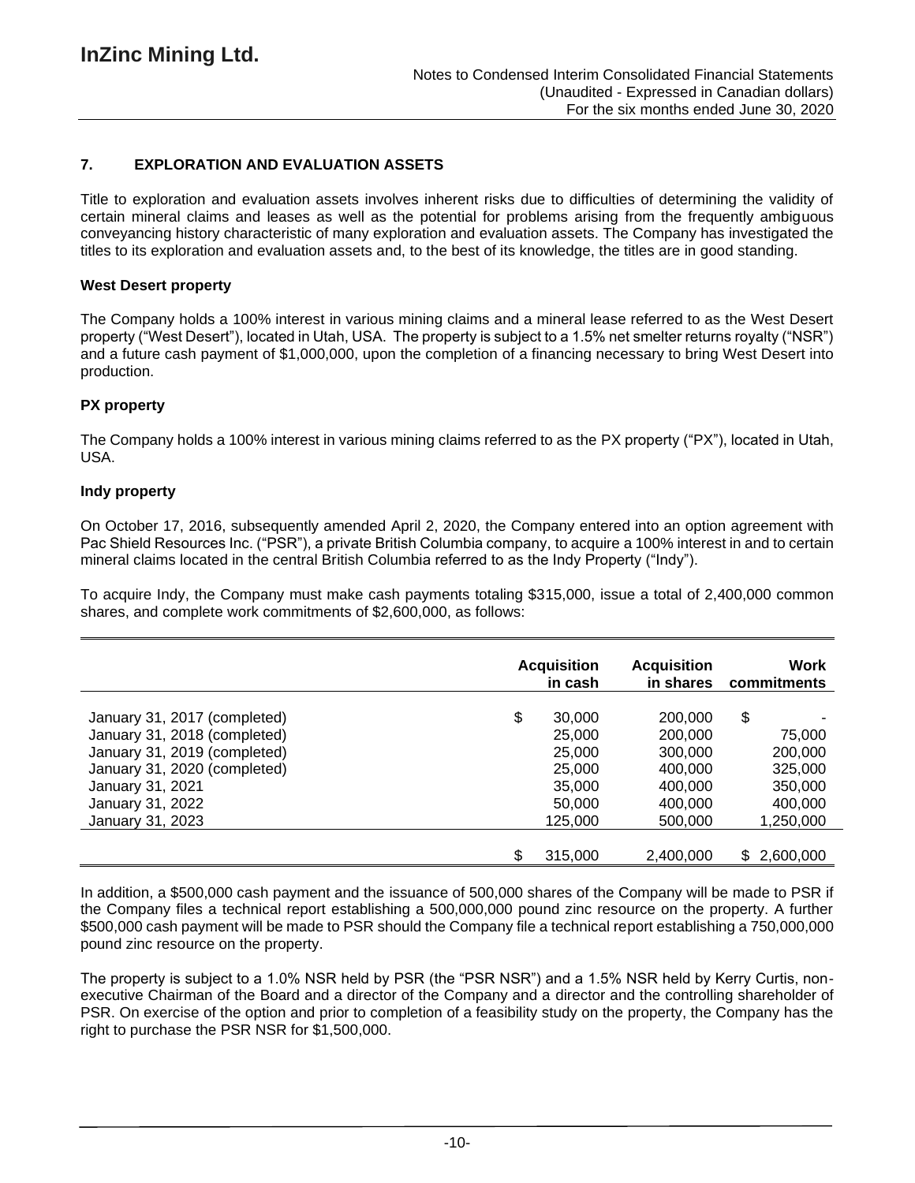## 7. EXPLORATION AND EVALUATION ASSETS

Title to exploration and evaluation assets involves inherent risks due to difficulties of determining the validity of certain mineral claims and leases as well as the potential for problems arising from the frequently ambiguous conveyancing history characteristic of many exploration and evaluation assets. The Company has investigated the titles to its exploration and evaluation assets and, to the best of its knowledge, the titles are in good standing.

### West Desert property

The Company holds a 100% interest in various mining claims and a mineral lease referred to as the West Desert property ("West Desert"), located in Utah, USA. The property is subject to a 1.5% net smelter returns royalty ("NSR") and a future cash payment of $1,000,000, upon the completion of a financing necessary to bring West Desert into production.

### PX property

The Company holds a 100% interest in various mining claims referred to as the PX property ("PX"), located in Utah, USA.

### Indy property

On October 17, 2016, subsequently amended April 2, 2020, the Company entered into an option agreement with Pac Shield Resources Inc. ("PSR"), a private British Columbia company, to acquire a 100% interest in and to certain mineral claims located in the central British Columbia referred to as the Indy Property ("Indy").

To acquire Indy, the Company must make cash payments totaling $315,000, issue a total of 2,400,000 common shares, and complete work commitments of $2,600,000, as follows:

| | Acquisition in cash | Acquisition in shares | Work commitments |
|---|---|---|---|
| January 31, 2017 (completed) | $ 30,000 | 200,000 | $ - |
| January 31, 2018 (completed) | 25,000 | 200,000 | 75,000 |
| January 31, 2019 (completed) | 25,000 | 300,000 | 200,000 |
| January 31, 2020 (completed) | 25,000 | 400,000 | 325,000 |
| January 31, 2021 | 35,000 | 400,000 | 350,000 |
| January 31, 2022 | 50,000 | 400,000 | 400,000 |
| January 31, 2023 | 125,000 | 500,000 | 1,250,000 |
| | $ 315,000 | 2,400,000 | $ 2,600,000 |

In addition, a $500,000 cash payment and the issuance of 500,000 shares of the Company will be made to PSR if the Company files a technical report establishing a 500,000,000 pound zinc resource on the property. A further $500,000 cash payment will be made to PSR should the Company file a technical report establishing a 750,000,000 pound zinc resource on the property.

The property is subject to a 1.0% NSR held by PSR (the "PSR NSR") and a 1.5% NSR held by Kerry Curtis, non-executive Chairman of the Board and a director of the Company and a director and the controlling shareholder of PSR. On exercise of the option and prior to completion of a feasibility study on the property, the Company has the right to purchase the PSR NSR for $1,500,000.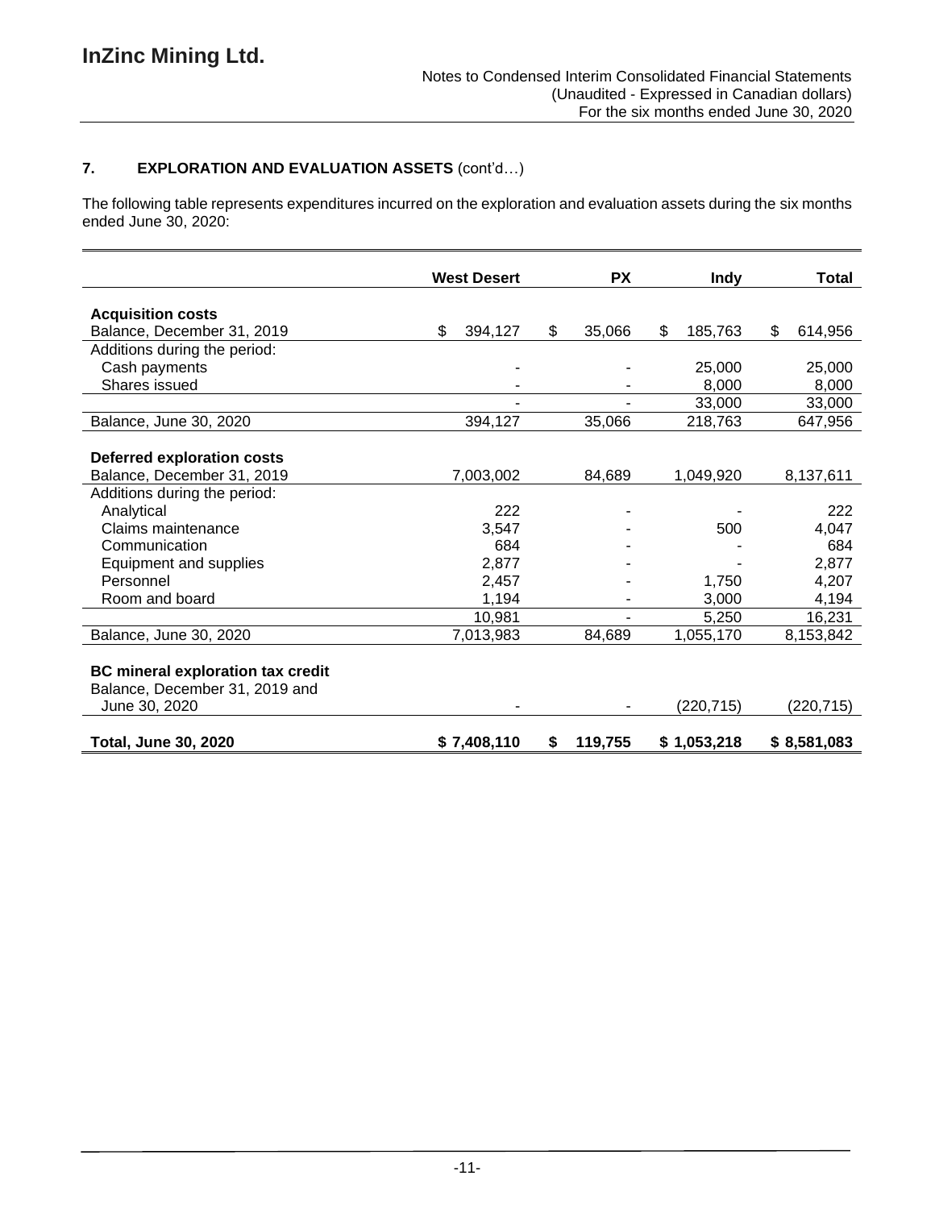## 7. EXPLORATION AND EVALUATION ASSETS (cont'd…)

The following table represents expenditures incurred on the exploration and evaluation assets during the six months ended June 30, 2020:

| | West Desert | PX | Indy | Total |
|---|---|---|---|---|
| **Acquisition costs** | | | | |
| Balance, December 31, 2019 | $ 394,127 | $ 35,066 | $ 185,763 | $ 614,956 |
| Additions during the period: | | | | |
| Cash payments | - | - | 25,000 | 25,000 |
| Shares issued | - | - | 8,000 | 8,000 |
| | - | - | 33,000 | 33,000 |
| Balance, June 30, 2020 | 394,127 | 35,066 | 218,763 | 647,956 |
| **Deferred exploration costs** | | | | |
| Balance, December 31, 2019 | 7,003,002 | 84,689 | 1,049,920 | 8,137,611 |
| Additions during the period: | | | | |
| Analytical | 222 | - | - | 222 |
| Claims maintenance | 3,547 | - | 500 | 4,047 |
| Communication | 684 | - | - | 684 |
| Equipment and supplies | 2,877 | - | - | 2,877 |
| Personnel | 2,457 | - | 1,750 | 4,207 |
| Room and board | 1,194 | - | 3,000 | 4,194 |
| | 10,981 | - | 5,250 | 16,231 |
| Balance, June 30, 2020 | 7,013,983 | 84,689 | 1,055,170 | 8,153,842 |
| **BC mineral exploration tax credit** | | | | |
| Balance, December 31, 2019 and June 30, 2020 | - | - | (220,715) | (220,715) |
| **Total, June 30, 2020** | **$ 7,408,110** | **$ 119,755** | **$ 1,053,218** | **$ 8,581,083** |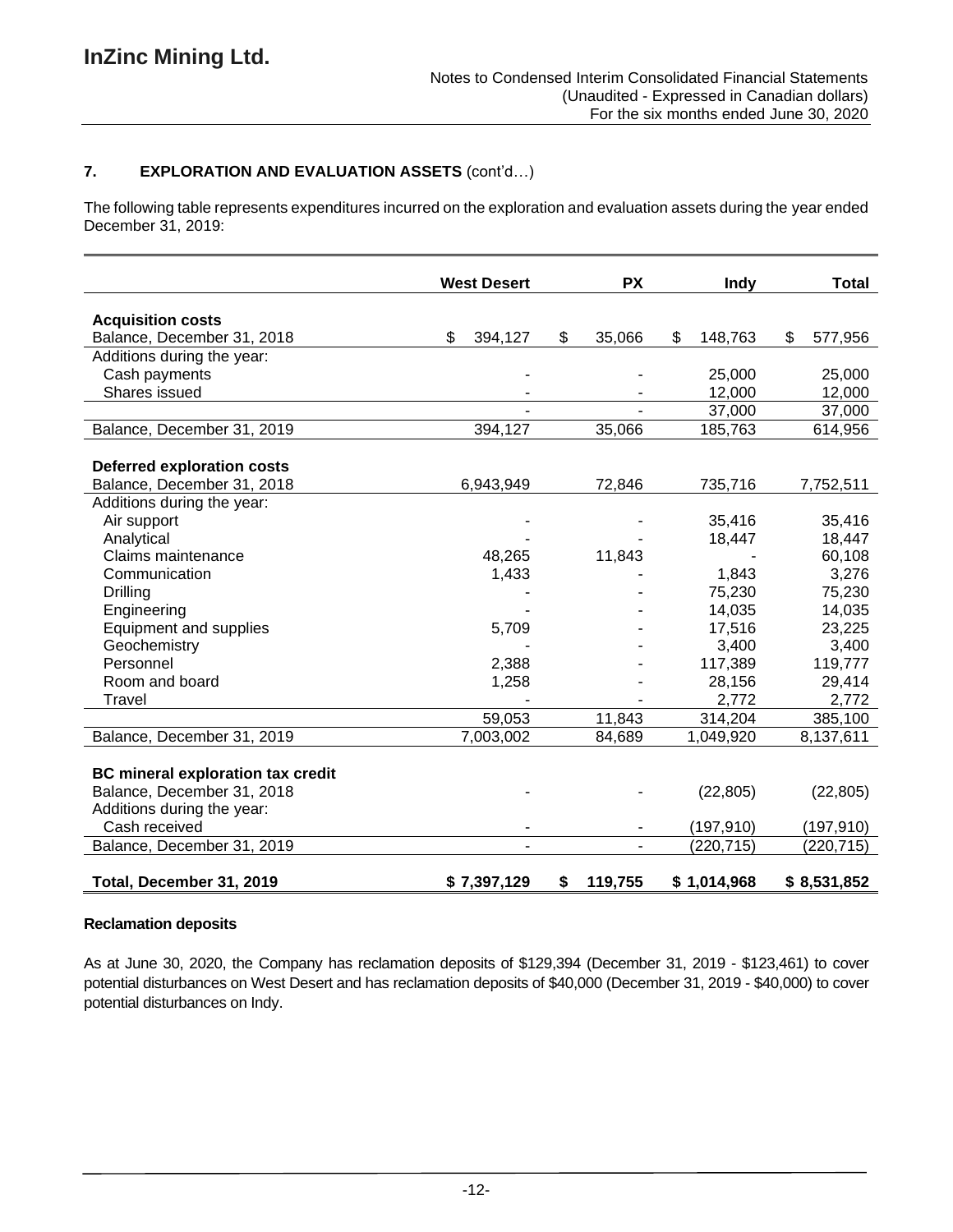## 7. EXPLORATION AND EVALUATION ASSETS (cont'd…)

The following table represents expenditures incurred on the exploration and evaluation assets during the year ended December 31, 2019:

| | West Desert | PX | Indy | Total |
|---|---|---|---|---|
| **Acquisition costs** | | | | |
| Balance, December 31, 2018 | $ 394,127 | $ 35,066 | $ 148,763 | $ 577,956 |
| Additions during the year: | | | | |
| Cash payments | - | - | 25,000 | 25,000 |
| Shares issued | - | - | 12,000 | 12,000 |
| | - | - | 37,000 | 37,000 |
| Balance, December 31, 2019 | 394,127 | 35,066 | 185,763 | 614,956 |
| **Deferred exploration costs** | | | | |
| Balance, December 31, 2018 | 6,943,949 | 72,846 | 735,716 | 7,752,511 |
| Additions during the year: | | | | |
| Air support | - | - | 35,416 | 35,416 |
| Analytical | - | - | 18,447 | 18,447 |
| Claims maintenance | 48,265 | 11,843 | - | 60,108 |
| Communication | 1,433 | - | 1,843 | 3,276 |
| Drilling | - | - | 75,230 | 75,230 |
| Engineering | - | - | 14,035 | 14,035 |
| Equipment and supplies | 5,709 | - | 17,516 | 23,225 |
| Geochemistry | - | - | 3,400 | 3,400 |
| Personnel | 2,388 | - | 117,389 | 119,777 |
| Room and board | 1,258 | - | 28,156 | 29,414 |
| Travel | - | - | 2,772 | 2,772 |
| | 59,053 | 11,843 | 314,204 | 385,100 |
| Balance, December 31, 2019 | 7,003,002 | 84,689 | 1,049,920 | 8,137,611 |
| **BC mineral exploration tax credit** | | | | |
| Balance, December 31, 2018 | - | - | (22,805) | (22,805) |
| Additions during the year: | | | | |
| Cash received | - | - | (197,910) | (197,910) |
| Balance, December 31, 2019 | - | - | (220,715) | (220,715) |
| **Total, December 31, 2019** | **$ 7,397,129** | **$ 119,755** | **$ 1,014,968** | **$ 8,531,852** |

### Reclamation deposits

As at June 30, 2020, the Company has reclamation deposits of $129,394 (December 31, 2019 - $123,461) to cover potential disturbances on West Desert and has reclamation deposits of $40,000 (December 31, 2019 - $40,000) to cover potential disturbances on Indy.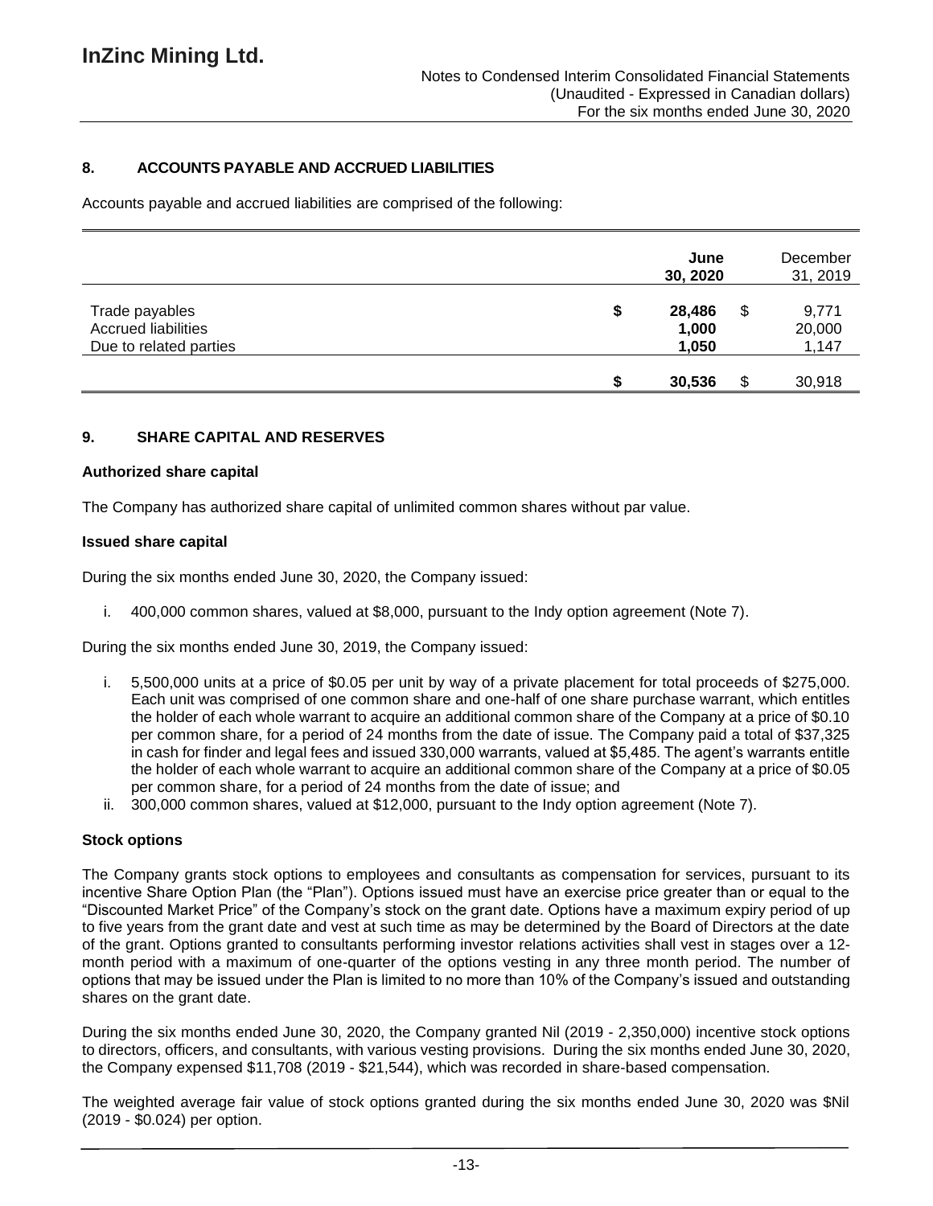## 8. ACCOUNTS PAYABLE AND ACCRUED LIABILITIES

Accounts payable and accrued liabilities are comprised of the following:

| | June 30, 2020 | December 31, 2019 |
|---|---|---|
| Trade payables | $ 28,486 | $ 9,771 |
| Accrued liabilities | 1,000 | 20,000 |
| Due to related parties | 1,050 | 1,147 |
| | $ 30,536 | $ 30,918 |

## 9. SHARE CAPITAL AND RESERVES

### Authorized share capital

The Company has authorized share capital of unlimited common shares without par value.

### Issued share capital

During the six months ended June 30, 2020, the Company issued:

i. 400,000 common shares, valued at $8,000, pursuant to the Indy option agreement (Note 7).

During the six months ended June 30, 2019, the Company issued:

i. 5,500,000 units at a price of $0.05 per unit by way of a private placement for total proceeds of $275,000. Each unit was comprised of one common share and one-half of one share purchase warrant, which entitles the holder of each whole warrant to acquire an additional common share of the Company at a price of $0.10 per common share, for a period of 24 months from the date of issue. The Company paid a total of $37,325 in cash for finder and legal fees and issued 330,000 warrants, valued at $5,485. The agent's warrants entitle the holder of each whole warrant to acquire an additional common share of the Company at a price of $0.05 per common share, for a period of 24 months from the date of issue; and
ii. 300,000 common shares, valued at $12,000, pursuant to the Indy option agreement (Note 7).

### Stock options

The Company grants stock options to employees and consultants as compensation for services, pursuant to its incentive Share Option Plan (the "Plan"). Options issued must have an exercise price greater than or equal to the "Discounted Market Price" of the Company's stock on the grant date. Options have a maximum expiry period of up to five years from the grant date and vest at such time as may be determined by the Board of Directors at the date of the grant. Options granted to consultants performing investor relations activities shall vest in stages over a 12-month period with a maximum of one-quarter of the options vesting in any three month period. The number of options that may be issued under the Plan is limited to no more than 10% of the Company's issued and outstanding shares on the grant date.

During the six months ended June 30, 2020, the Company granted Nil (2019 - 2,350,000) incentive stock options to directors, officers, and consultants, with various vesting provisions. During the six months ended June 30, 2020, the Company expensed $11,708 (2019 - $21,544), which was recorded in share-based compensation.

The weighted average fair value of stock options granted during the six months ended June 30, 2020 was $Nil (2019 - $0.024) per option.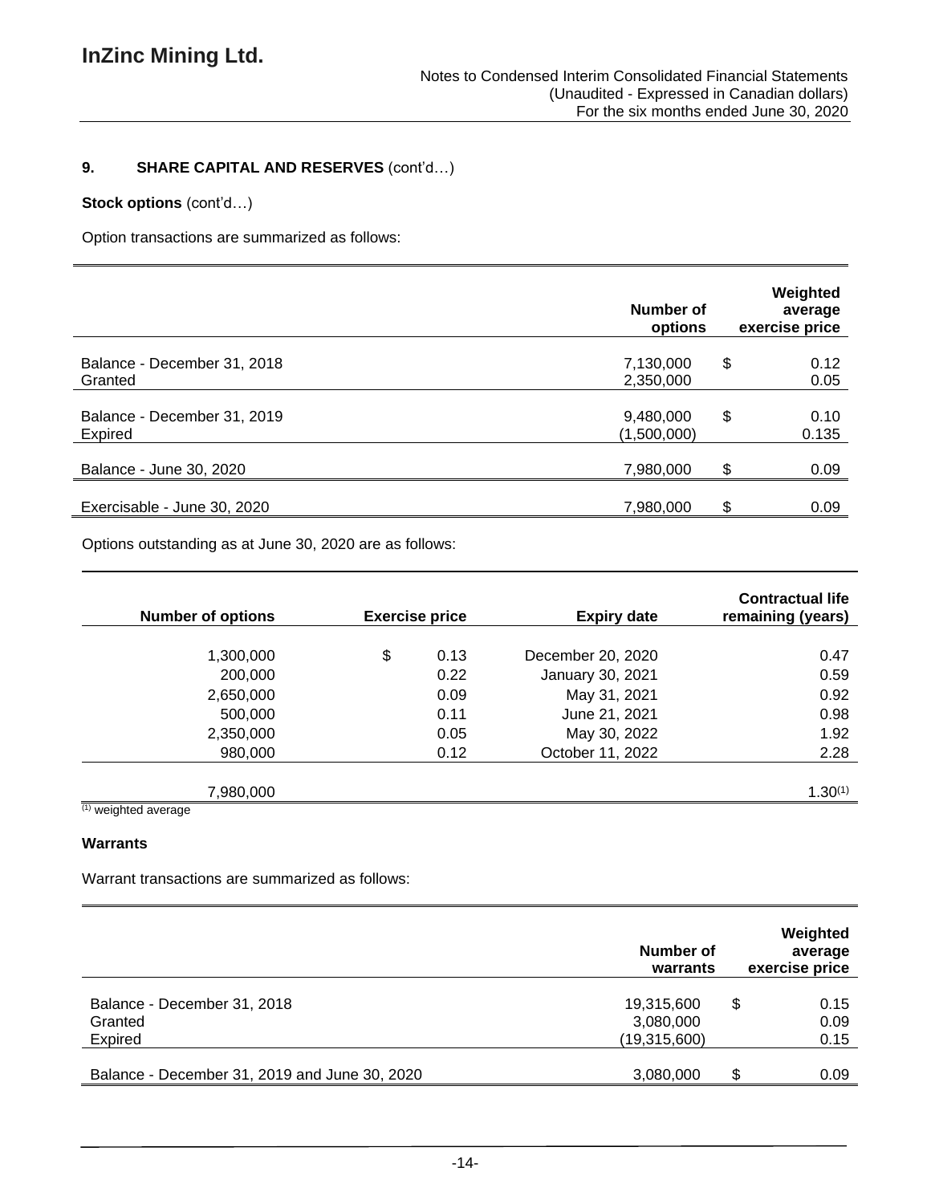## 9. SHARE CAPITAL AND RESERVES (cont'd…)

**Stock options** (cont'd…)

Option transactions are summarized as follows:

| | Number of options | Weighted average exercise price |
|---|---|---|
| Balance - December 31, 2018 | 7,130,000 | $ 0.12 |
| Granted | 2,350,000 | 0.05 |
| Balance - December 31, 2019 | 9,480,000 | $ 0.10 |
| Expired | (1,500,000) | 0.135 |
| Balance - June 30, 2020 | 7,980,000 | $ 0.09 |
| Exercisable - June 30, 2020 | 7,980,000 | $ 0.09 |

Options outstanding as at June 30, 2020 are as follows:

| Number of options | Exercise price | Expiry date | Contractual life remaining (years) |
|---|---|---|---|
| 1,300,000 | $ 0.13 | December 20, 2020 | 0.47 |
| 200,000 | 0.22 | January 30, 2021 | 0.59 |
| 2,650,000 | 0.09 | May 31, 2021 | 0.92 |
| 500,000 | 0.11 | June 21, 2021 | 0.98 |
| 2,350,000 | 0.05 | May 30, 2022 | 1.92 |
| 980,000 | 0.12 | October 11, 2022 | 2.28 |
| 7,980,000 | | | 1.30(1) |

(1) weighted average

**Warrants**

Warrant transactions are summarized as follows:

| | Number of warrants | Weighted average exercise price |
|---|---|---|
| Balance - December 31, 2018 | 19,315,600 | $ 0.15 |
| Granted | 3,080,000 | 0.09 |
| Expired | (19,315,600) | 0.15 |
| Balance - December 31, 2019 and June 30, 2020 | 3,080,000 | $ 0.09 |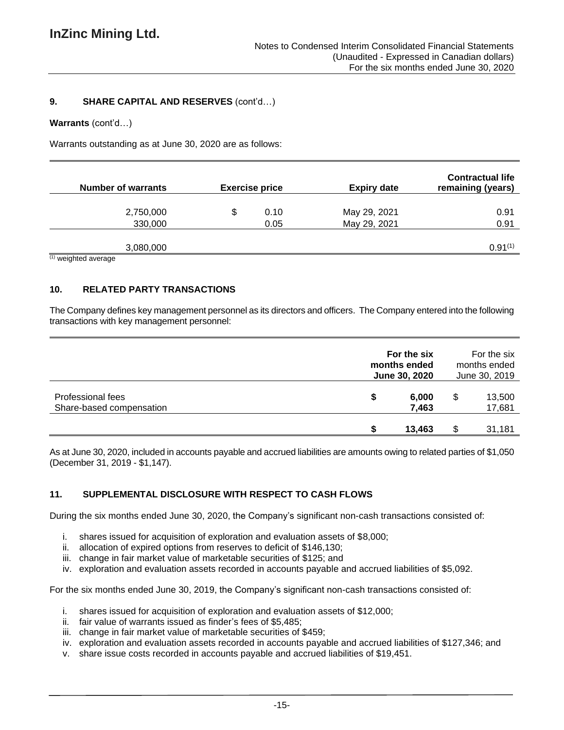## 9. SHARE CAPITAL AND RESERVES (cont'd…)

**Warrants** (cont'd…)

Warrants outstanding as at June 30, 2020 are as follows:

| Number of warrants | Exercise price | Expiry date | Contractual life remaining (years) |
|---:|---:|---:|---:|
| 2,750,000 | $ 0.10 | May 29, 2021 | 0.91 |
| 330,000 | 0.05 | May 29, 2021 | 0.91 |
| 3,080,000 | | | 0.91[(1)] |

[(1)] weighted average

## 10. RELATED PARTY TRANSACTIONS

The Company defines key management personnel as its directors and officers. The Company entered into the following transactions with key management personnel:

| | For the six months ended June 30, 2020 | For the six months ended June 30, 2019 |
|---|---:|---:|
| Professional fees | **$ 6,000** | $ 13,500 |
| Share-based compensation | **7,463** | 17,681 |
| | **$ 13,463** | $ 31,181 |

As at June 30, 2020, included in accounts payable and accrued liabilities are amounts owing to related parties of $1,050 (December 31, 2019 - $1,147).

## 11. SUPPLEMENTAL DISCLOSURE WITH RESPECT TO CASH FLOWS

During the six months ended June 30, 2020, the Company's significant non-cash transactions consisted of:

i. shares issued for acquisition of exploration and evaluation assets of $8,000;
ii. allocation of expired options from reserves to deficit of $146,130;
iii. change in fair market value of marketable securities of $125; and
iv. exploration and evaluation assets recorded in accounts payable and accrued liabilities of $5,092.

For the six months ended June 30, 2019, the Company's significant non-cash transactions consisted of:

i. shares issued for acquisition of exploration and evaluation assets of $12,000;
ii. fair value of warrants issued as finder's fees of $5,485;
iii. change in fair market value of marketable securities of $459;
iv. exploration and evaluation assets recorded in accounts payable and accrued liabilities of $127,346; and
v. share issue costs recorded in accounts payable and accrued liabilities of $19,451.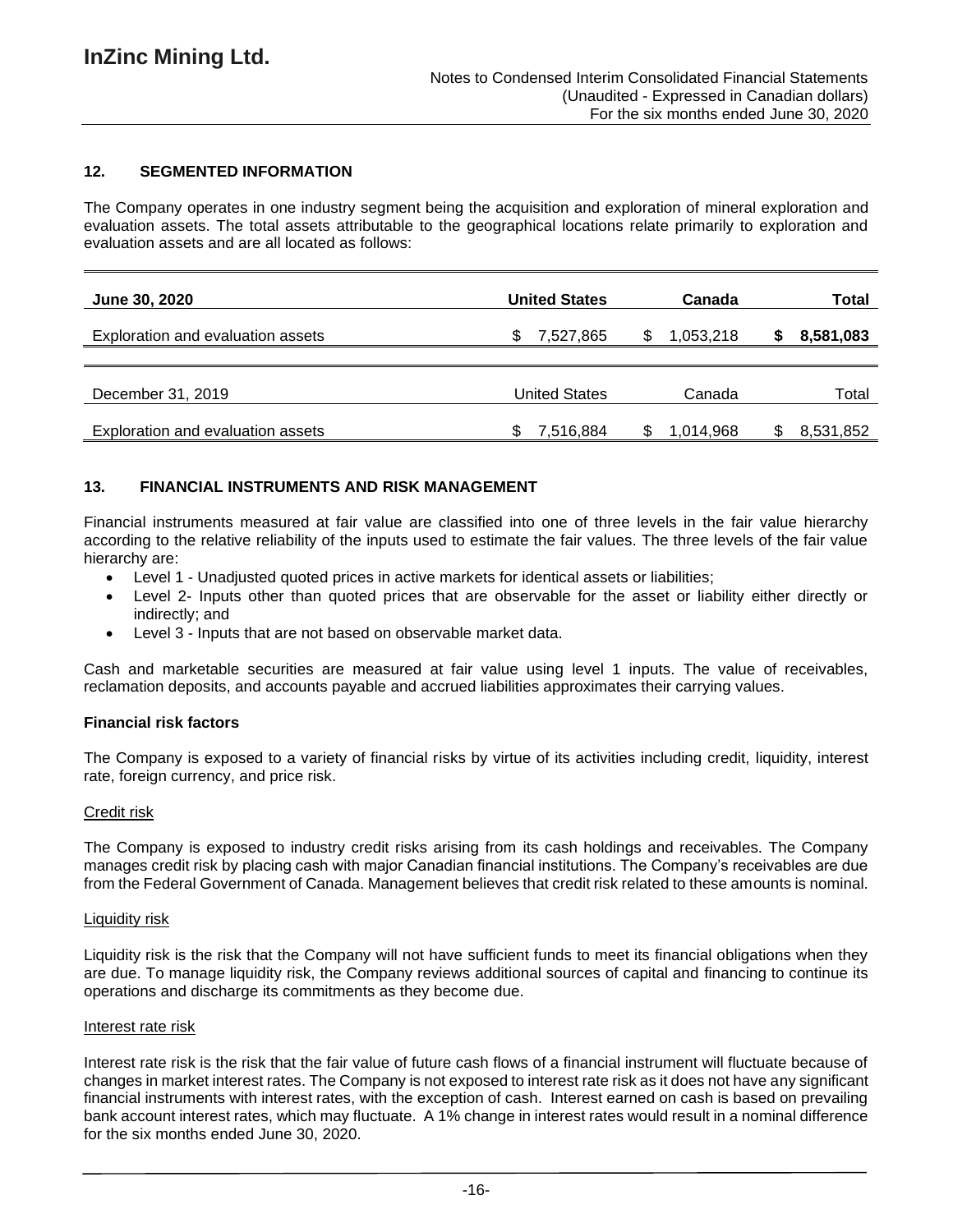## 12. SEGMENTED INFORMATION

The Company operates in one industry segment being the acquisition and exploration of mineral exploration and evaluation assets. The total assets attributable to the geographical locations relate primarily to exploration and evaluation assets and are all located as follows:

| **June 30, 2020** | **United States** | **Canada** | **Total** |
|---|---|---|---|
| Exploration and evaluation assets | $ 7,527,865 | $ 1,053,218 | **$ 8,581,083** |

| December 31, 2019 | United States | Canada | Total |
|---|---|---|---|
| Exploration and evaluation assets | $ 7,516,884 | $ 1,014,968 | $ 8,531,852 |

## 13. FINANCIAL INSTRUMENTS AND RISK MANAGEMENT

Financial instruments measured at fair value are classified into one of three levels in the fair value hierarchy according to the relative reliability of the inputs used to estimate the fair values. The three levels of the fair value hierarchy are:

- Level 1 - Unadjusted quoted prices in active markets for identical assets or liabilities;
- Level 2- Inputs other than quoted prices that are observable for the asset or liability either directly or indirectly; and
- Level 3 - Inputs that are not based on observable market data.

Cash and marketable securities are measured at fair value using level 1 inputs. The value of receivables, reclamation deposits, and accounts payable and accrued liabilities approximates their carrying values.

### Financial risk factors

The Company is exposed to a variety of financial risks by virtue of its activities including credit, liquidity, interest rate, foreign currency, and price risk.

#### Credit risk

The Company is exposed to industry credit risks arising from its cash holdings and receivables. The Company manages credit risk by placing cash with major Canadian financial institutions. The Company's receivables are due from the Federal Government of Canada. Management believes that credit risk related to these amounts is nominal.

#### Liquidity risk

Liquidity risk is the risk that the Company will not have sufficient funds to meet its financial obligations when they are due. To manage liquidity risk, the Company reviews additional sources of capital and financing to continue its operations and discharge its commitments as they become due.

#### Interest rate risk

Interest rate risk is the risk that the fair value of future cash flows of a financial instrument will fluctuate because of changes in market interest rates. The Company is not exposed to interest rate risk as it does not have any significant financial instruments with interest rates, with the exception of cash. Interest earned on cash is based on prevailing bank account interest rates, which may fluctuate. A 1% change in interest rates would result in a nominal difference for the six months ended June 30, 2020.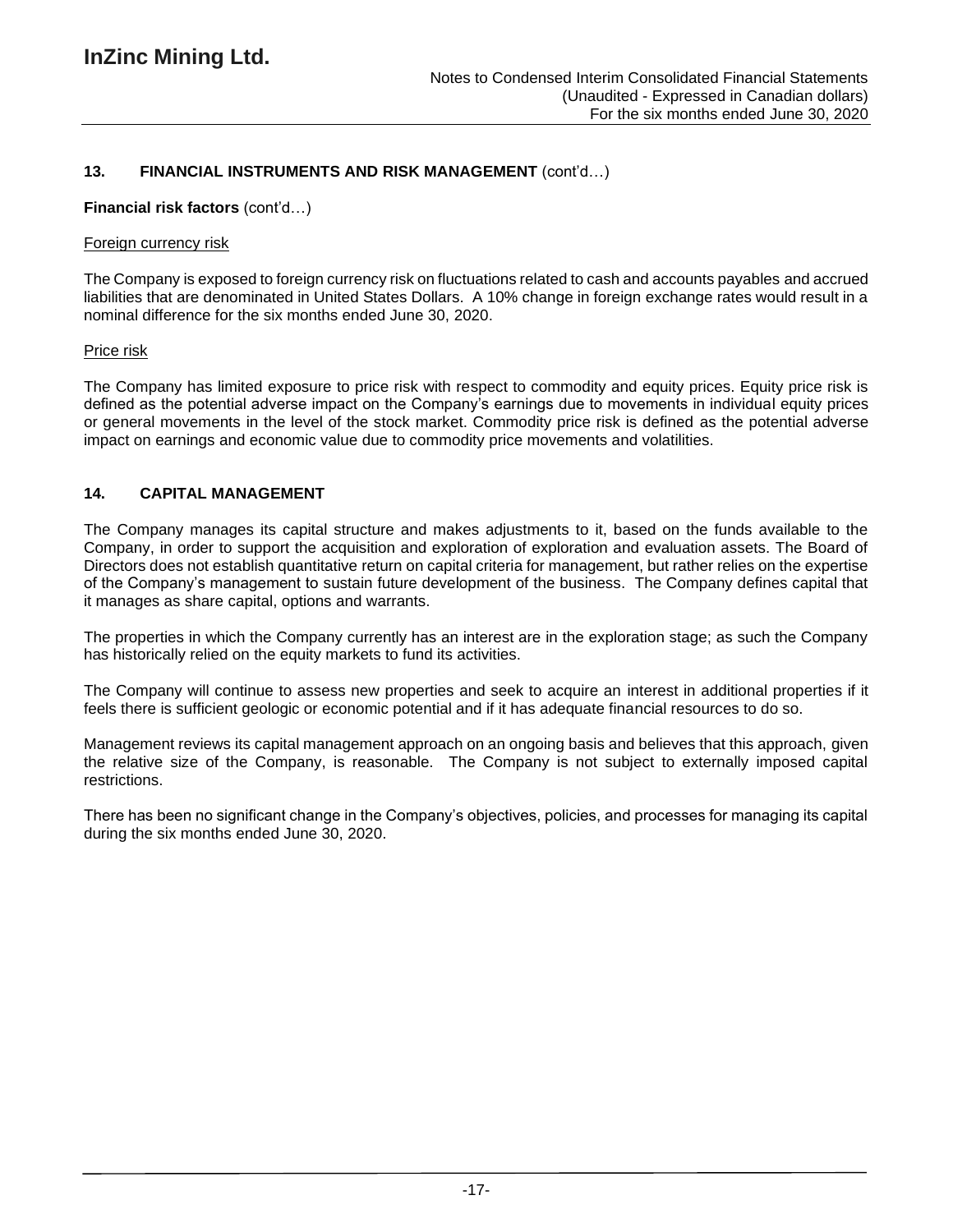## 13. FINANCIAL INSTRUMENTS AND RISK MANAGEMENT (cont'd…)

**Financial risk factors** (cont'd…)

Foreign currency risk

The Company is exposed to foreign currency risk on fluctuations related to cash and accounts payables and accrued liabilities that are denominated in United States Dollars. A 10% change in foreign exchange rates would result in a nominal difference for the six months ended June 30, 2020.

Price risk

The Company has limited exposure to price risk with respect to commodity and equity prices. Equity price risk is defined as the potential adverse impact on the Company's earnings due to movements in individual equity prices or general movements in the level of the stock market. Commodity price risk is defined as the potential adverse impact on earnings and economic value due to commodity price movements and volatilities.

## 14. CAPITAL MANAGEMENT

The Company manages its capital structure and makes adjustments to it, based on the funds available to the Company, in order to support the acquisition and exploration of exploration and evaluation assets. The Board of Directors does not establish quantitative return on capital criteria for management, but rather relies on the expertise of the Company's management to sustain future development of the business. The Company defines capital that it manages as share capital, options and warrants.

The properties in which the Company currently has an interest are in the exploration stage; as such the Company has historically relied on the equity markets to fund its activities.

The Company will continue to assess new properties and seek to acquire an interest in additional properties if it feels there is sufficient geologic or economic potential and if it has adequate financial resources to do so.

Management reviews its capital management approach on an ongoing basis and believes that this approach, given the relative size of the Company, is reasonable. The Company is not subject to externally imposed capital restrictions.

There has been no significant change in the Company's objectives, policies, and processes for managing its capital during the six months ended June 30, 2020.